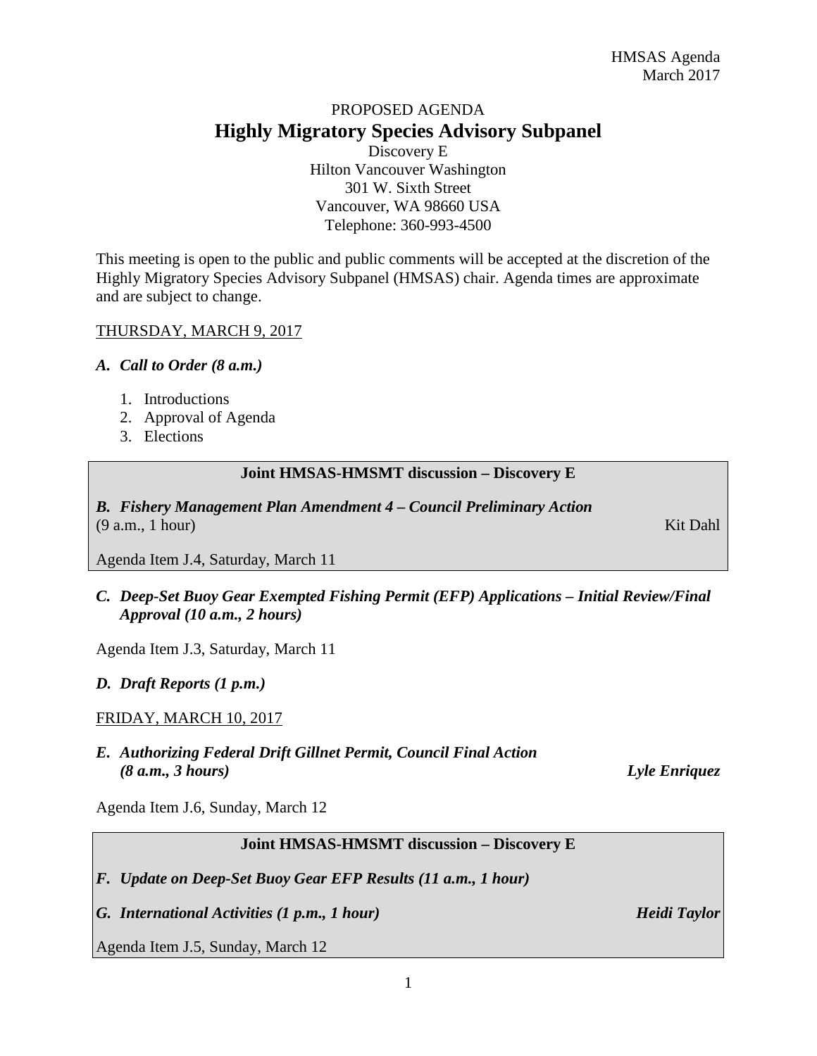HMSAS Agenda
March 2017

PROPOSED AGENDA

# Highly Migratory Species Advisory Subpanel

Discovery E
Hilton Vancouver Washington
301 W. Sixth Street
Vancouver, WA 98660 USA
Telephone: 360-993-4500

This meeting is open to the public and public comments will be accepted at the discretion of the Highly Migratory Species Advisory Subpanel (HMSAS) chair. Agenda times are approximate and are subject to change.

THURSDAY, MARCH 9, 2017

***A. Call to Order (8 a.m.)***

1. Introductions
2. Approval of Agenda
3. Elections

**Joint HMSAS-HMSMT discussion – Discovery E**

***B. Fishery Management Plan Amendment 4 – Council Preliminary Action***
(9 a.m., 1 hour) Kit Dahl

Agenda Item J.4, Saturday, March 11

***C. Deep-Set Buoy Gear Exempted Fishing Permit (EFP) Applications – Initial Review/Final Approval (10 a.m., 2 hours)***

Agenda Item J.3, Saturday, March 11

***D. Draft Reports (1 p.m.)***

FRIDAY, MARCH 10, 2017

***E. Authorizing Federal Drift Gillnet Permit, Council Final Action (8 a.m., 3 hours)*** ***Lyle Enriquez***

Agenda Item J.6, Sunday, March 12

**Joint HMSAS-HMSMT discussion – Discovery E**

***F. Update on Deep-Set Buoy Gear EFP Results (11 a.m., 1 hour)***

***G. International Activities (1 p.m., 1 hour)*** ***Heidi Taylor***

Agenda Item J.5, Sunday, March 12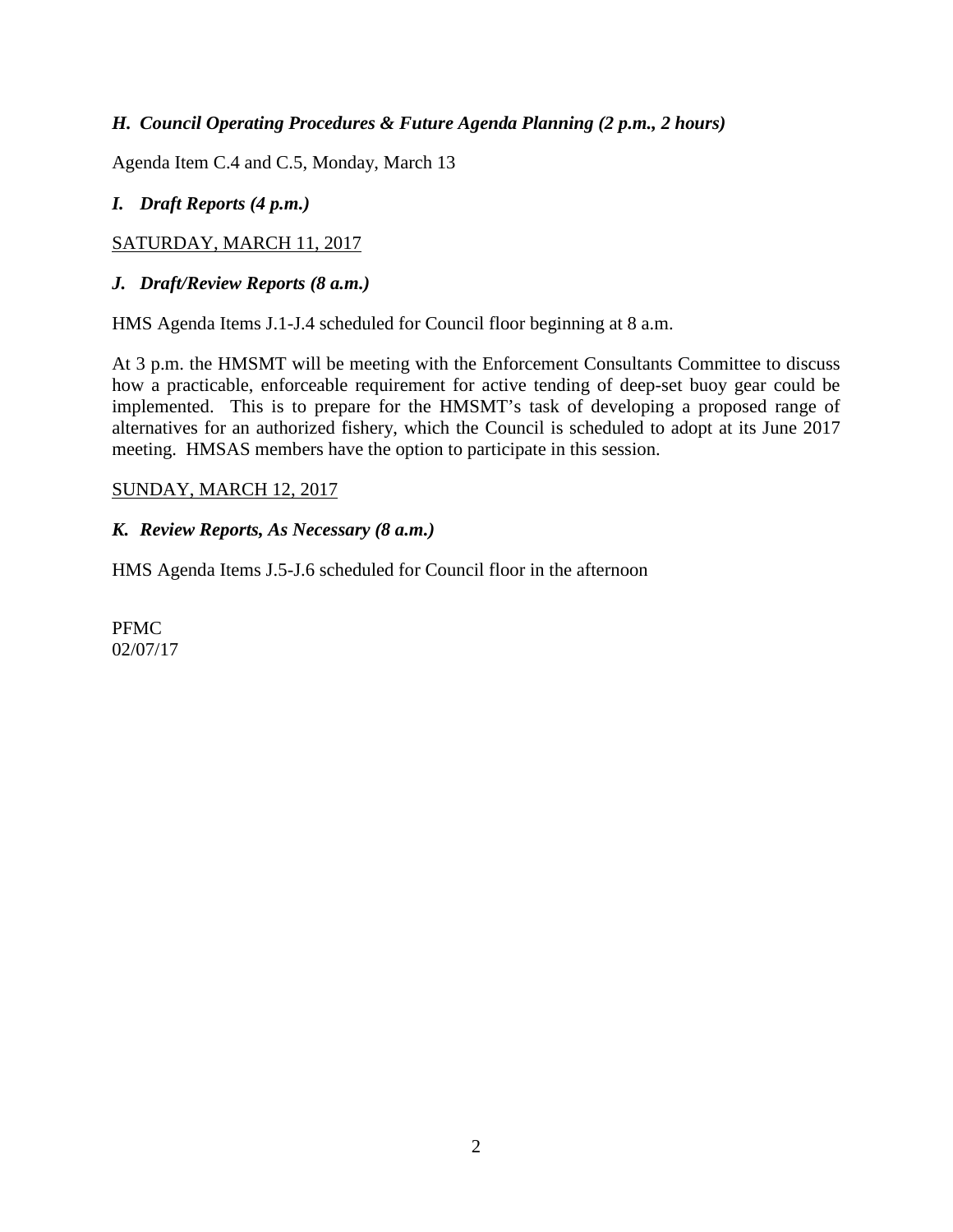### *H. Council Operating Procedures & Future Agenda Planning (2 p.m., 2 hours)*

Agenda Item C.4 and C.5, Monday, March 13

### *I. Draft Reports (4 p.m.)*

<u>SATURDAY, MARCH 11, 2017</u>

### *J. Draft/Review Reports (8 a.m.)*

HMS Agenda Items J.1-J.4 scheduled for Council floor beginning at 8 a.m.

At 3 p.m. the HMSMT will be meeting with the Enforcement Consultants Committee to discuss how a practicable, enforceable requirement for active tending of deep-set buoy gear could be implemented. This is to prepare for the HMSMT's task of developing a proposed range of alternatives for an authorized fishery, which the Council is scheduled to adopt at its June 2017 meeting. HMSAS members have the option to participate in this session.

<u>SUNDAY, MARCH 12, 2017</u>

### *K. Review Reports, As Necessary (8 a.m.)*

HMS Agenda Items J.5-J.6 scheduled for Council floor in the afternoon

PFMC
02/07/17